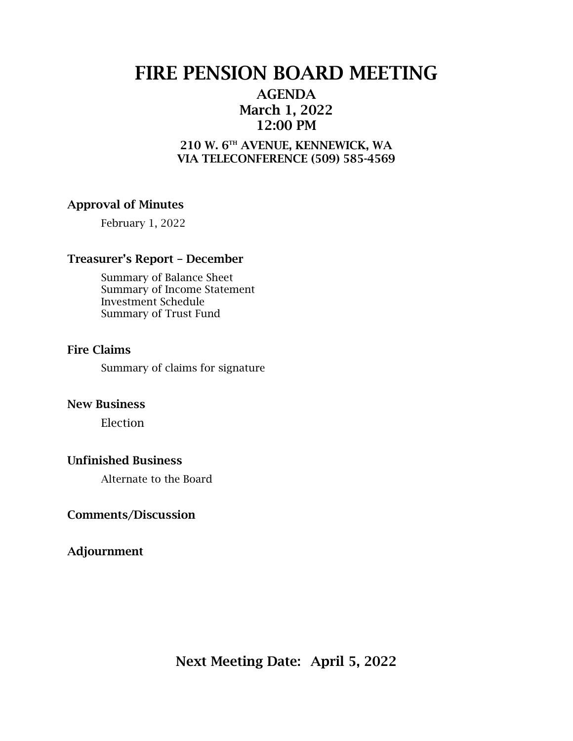# FIRE PENSION BOARD MEETING

## AGENDA
## March 1, 2022
## 12:00 PM

### 210 W. 6TH AVENUE, KENNEWICK, WA
### VIA TELECONFERENCE (509) 585-4569

**Approval of Minutes**

February 1, 2022

**Treasurer's Report – December**

Summary of Balance Sheet
Summary of Income Statement
Investment Schedule
Summary of Trust Fund

**Fire Claims**

Summary of claims for signature

**New Business**

Election

**Unfinished Business**

Alternate to the Board

**Comments/Discussion**

**Adjournment**

**Next Meeting Date: April 5, 2022**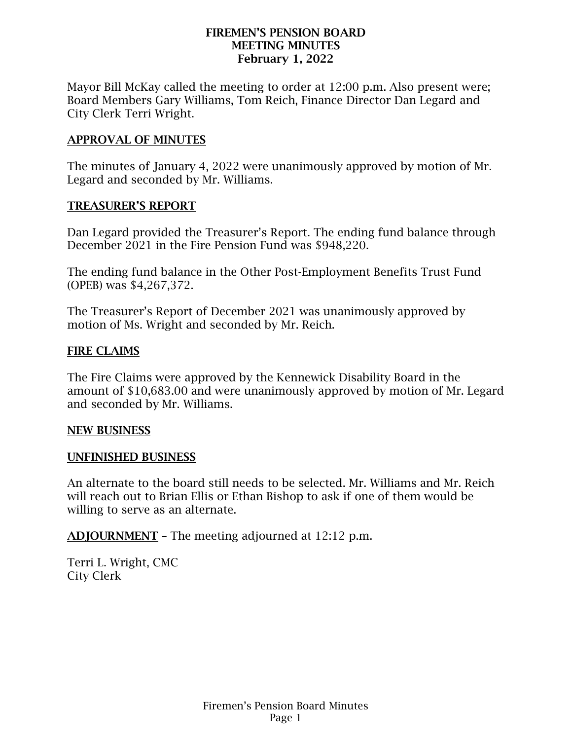# FIREMEN'S PENSION BOARD
## MEETING MINUTES
### February 1, 2022

Mayor Bill McKay called the meeting to order at 12:00 p.m. Also present were; Board Members Gary Williams, Tom Reich, Finance Director Dan Legard and City Clerk Terri Wright.

**APPROVAL OF MINUTES**

The minutes of January 4, 2022 were unanimously approved by motion of Mr. Legard and seconded by Mr. Williams.

**TREASURER'S REPORT**

Dan Legard provided the Treasurer's Report. The ending fund balance through December 2021 in the Fire Pension Fund was $948,220.

The ending fund balance in the Other Post-Employment Benefits Trust Fund (OPEB) was $4,267,372.

The Treasurer's Report of December 2021 was unanimously approved by motion of Ms. Wright and seconded by Mr. Reich.

**FIRE CLAIMS**

The Fire Claims were approved by the Kennewick Disability Board in the amount of $10,683.00 and were unanimously approved by motion of Mr. Legard and seconded by Mr. Williams.

**NEW BUSINESS**

**UNFINISHED BUSINESS**

An alternate to the board still needs to be selected. Mr. Williams and Mr. Reich will reach out to Brian Ellis or Ethan Bishop to ask if one of them would be willing to serve as an alternate.

**ADJOURNMENT** – The meeting adjourned at 12:12 p.m.

Terri L. Wright, CMC
City Clerk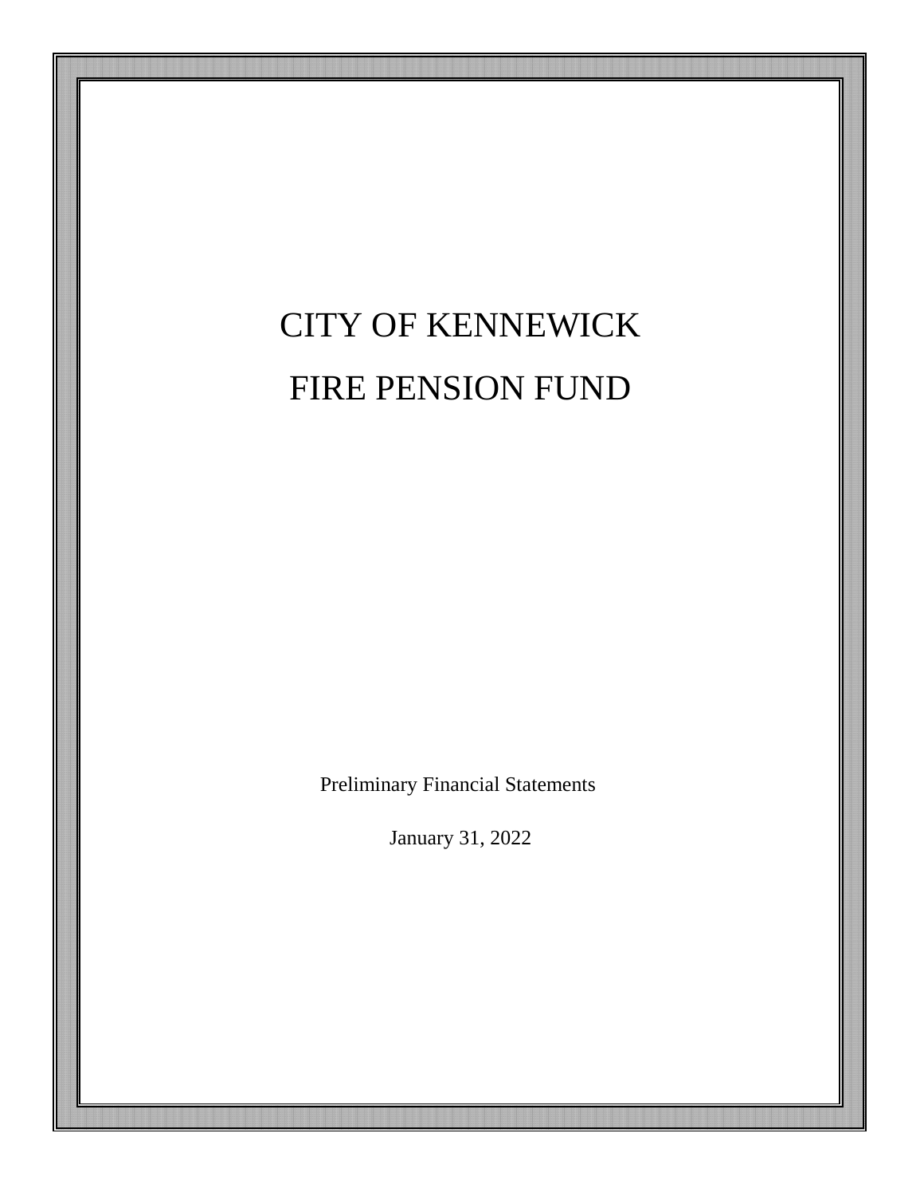# CITY OF KENNEWICK

# FIRE PENSION FUND

Preliminary Financial Statements

January 31, 2022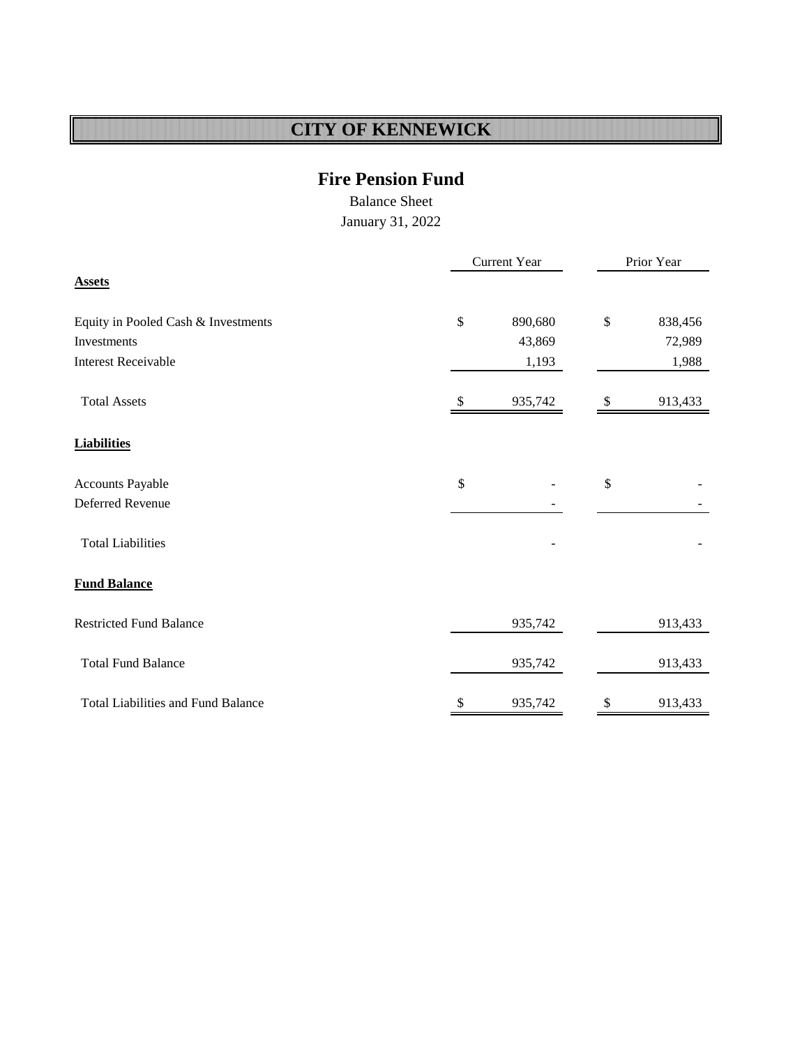# CITY OF KENNEWICK

## Fire Pension Fund

Balance Sheet

January 31, 2022

| | Current Year | Prior Year |
|---|---|---|
| **Assets** | | |
| Equity in Pooled Cash & Investments | $ 890,680 | $ 838,456 |
| Investments | 43,869 | 72,989 |
| Interest Receivable | 1,193 | 1,988 |
| Total Assets | $ 935,742 | $ 913,433 |
| **Liabilities** | | |
| Accounts Payable | $ - | $ - |
| Deferred Revenue | - | - |
| Total Liabilities | - | - |
| **Fund Balance** | | |
| Restricted Fund Balance | 935,742 | 913,433 |
| Total Fund Balance | 935,742 | 913,433 |
| Total Liabilities and Fund Balance | $ 935,742 | $ 913,433 |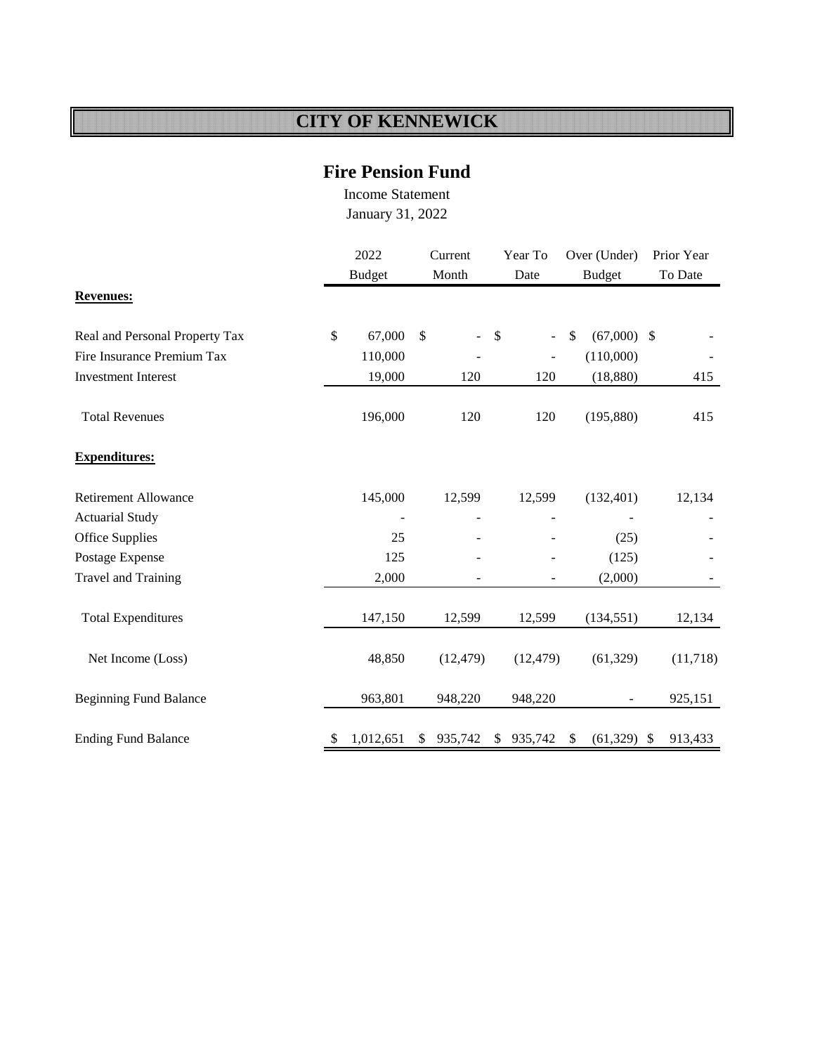# CITY OF KENNEWICK

## Fire Pension Fund

Income Statement
January 31, 2022

| | 2022 Budget | Current Month | Year To Date | Over (Under) Budget | Prior Year To Date |
|---|---|---|---|---|---|
| **Revenues:** | | | | | |
| Real and Personal Property Tax | $ 67,000 | $ - | $ - | $ (67,000) | $ - |
| Fire Insurance Premium Tax | 110,000 | - | - | (110,000) | - |
| Investment Interest | 19,000 | 120 | 120 | (18,880) | 415 |
| Total Revenues | 196,000 | 120 | 120 | (195,880) | 415 |
| **Expenditures:** | | | | | |
| Retirement Allowance | 145,000 | 12,599 | 12,599 | (132,401) | 12,134 |
| Actuarial Study | - | - | - | - | - |
| Office Supplies | 25 | - | - | (25) | - |
| Postage Expense | 125 | - | - | (125) | - |
| Travel and Training | 2,000 | - | - | (2,000) | - |
| Total Expenditures | 147,150 | 12,599 | 12,599 | (134,551) | 12,134 |
| Net Income (Loss) | 48,850 | (12,479) | (12,479) | (61,329) | (11,718) |
| Beginning Fund Balance | 963,801 | 948,220 | 948,220 | - | 925,151 |
| Ending Fund Balance | $ 1,012,651 | $ 935,742 | $ 935,742 | $ (61,329) | $ 913,433 |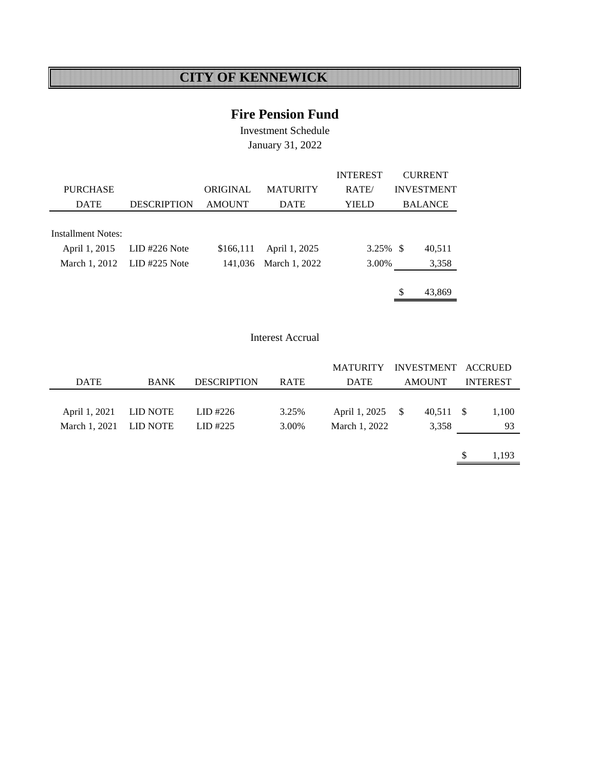# CITY OF KENNEWICK

## Fire Pension Fund

Investment Schedule

January 31, 2022

| PURCHASE DATE | DESCRIPTION | ORIGINAL AMOUNT | MATURITY DATE | INTEREST RATE/ YIELD | CURRENT INVESTMENT BALANCE |
|---|---|---|---|---|---|
| Installment Notes: | | | | | |
| April 1, 2015 | LID #226 Note | $166,111 | April 1, 2025 | 3.25% | $ 40,511 |
| March 1, 2012 | LID #225 Note | 141,036 | March 1, 2022 | 3.00% | 3,358 |
| | | | | | $ 43,869 |

Interest Accrual

| DATE | BANK | DESCRIPTION | RATE | MATURITY DATE | INVESTMENT AMOUNT | ACCRUED INTEREST |
|---|---|---|---|---|---|---|
| April 1, 2021 | LID NOTE | LID #226 | 3.25% | April 1, 2025 | $ 40,511 | $ 1,100 |
| March 1, 2021 | LID NOTE | LID #225 | 3.00% | March 1, 2022 | 3,358 | 93 |
| | | | | | | $ 1,193 |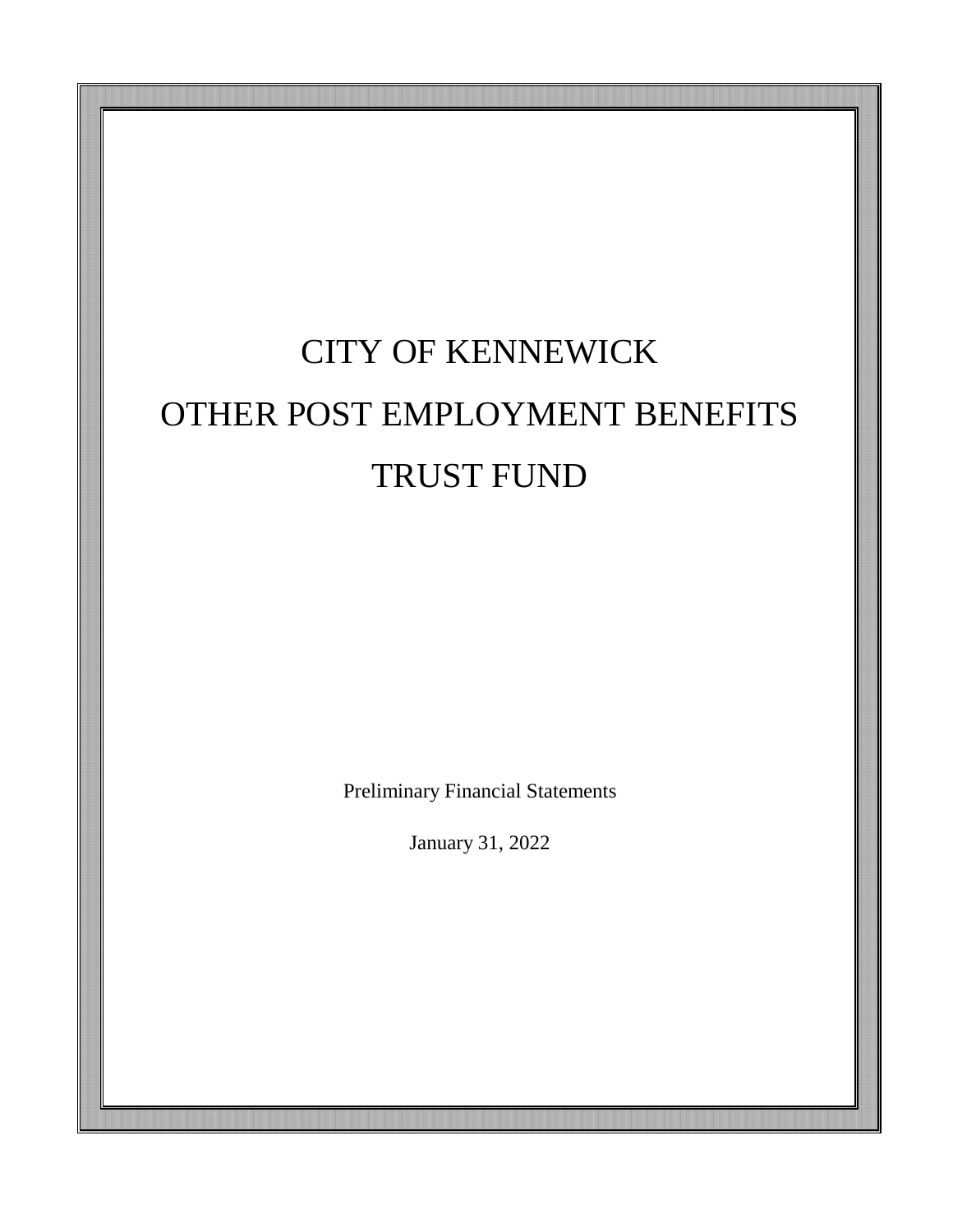# CITY OF KENNEWICK
# OTHER POST EMPLOYMENT BENEFITS
# TRUST FUND

Preliminary Financial Statements

January 31, 2022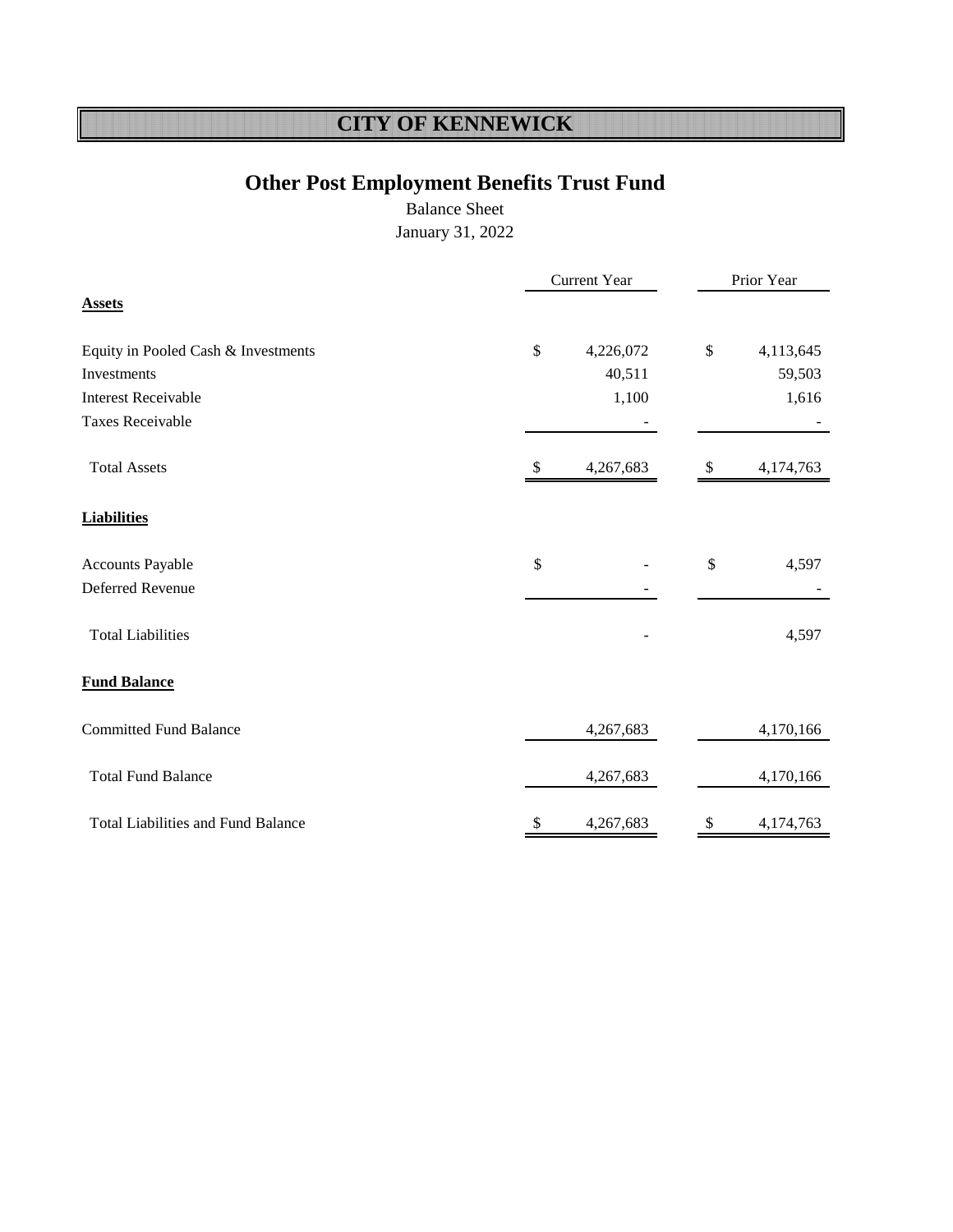# CITY OF KENNEWICK

## Other Post Employment Benefits Trust Fund

Balance Sheet

January 31, 2022

| | Current Year | Prior Year |
|---|---|---|
| **Assets** | | |
| Equity in Pooled Cash & Investments | $ 4,226,072 | $ 4,113,645 |
| Investments | 40,511 | 59,503 |
| Interest Receivable | 1,100 | 1,616 |
| Taxes Receivable | - | - |
| Total Assets | $ 4,267,683 | $ 4,174,763 |
| **Liabilities** | | |
| Accounts Payable | $ - | $ 4,597 |
| Deferred Revenue | - | - |
| Total Liabilities | - | 4,597 |
| **Fund Balance** | | |
| Committed Fund Balance | 4,267,683 | 4,170,166 |
| Total Fund Balance | 4,267,683 | 4,170,166 |
| Total Liabilities and Fund Balance | $ 4,267,683 | $ 4,174,763 |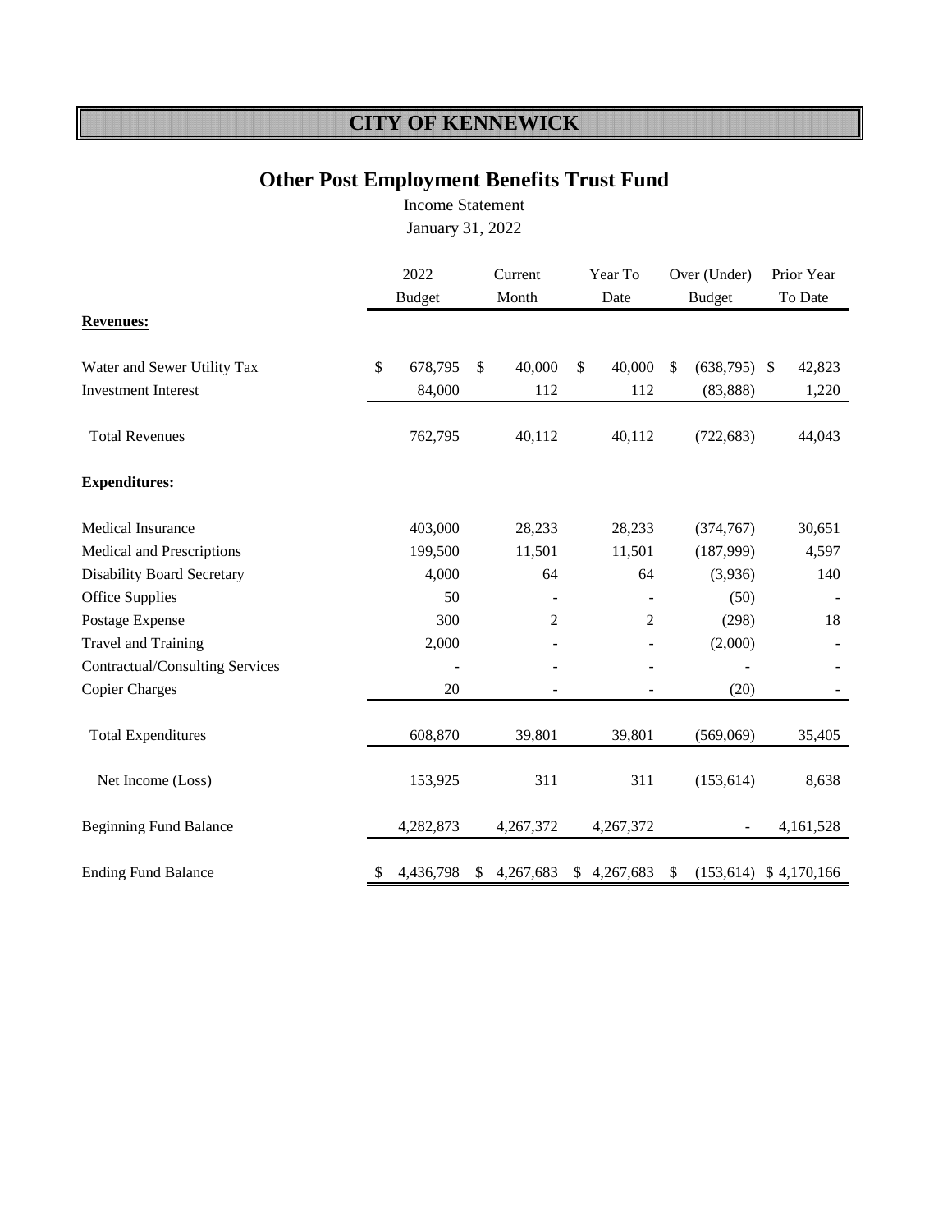# CITY OF KENNEWICK

## Other Post Employment Benefits Trust Fund

Income Statement

January 31, 2022

| | 2022 Budget | Current Month | Year To Date | Over (Under) Budget | Prior Year To Date |
|---|---|---|---|---|---|
| **Revenues:** | | | | | |
| Water and Sewer Utility Tax | $ 678,795 | $ 40,000 | $ 40,000 | $ (638,795) | $ 42,823 |
| Investment Interest | 84,000 | 112 | 112 | (83,888) | 1,220 |
| Total Revenues | 762,795 | 40,112 | 40,112 | (722,683) | 44,043 |
| **Expenditures:** | | | | | |
| Medical Insurance | 403,000 | 28,233 | 28,233 | (374,767) | 30,651 |
| Medical and Prescriptions | 199,500 | 11,501 | 11,501 | (187,999) | 4,597 |
| Disability Board Secretary | 4,000 | 64 | 64 | (3,936) | 140 |
| Office Supplies | 50 | - | - | (50) | - |
| Postage Expense | 300 | 2 | 2 | (298) | 18 |
| Travel and Training | 2,000 | - | - | (2,000) | - |
| Contractual/Consulting Services | - | - | - | - | - |
| Copier Charges | 20 | - | - | (20) | - |
| Total Expenditures | 608,870 | 39,801 | 39,801 | (569,069) | 35,405 |
| Net Income (Loss) | 153,925 | 311 | 311 | (153,614) | 8,638 |
| Beginning Fund Balance | 4,282,873 | 4,267,372 | 4,267,372 | - | 4,161,528 |
| Ending Fund Balance | $ 4,436,798 | $ 4,267,683 | $ 4,267,683 | $ (153,614) | $ 4,170,166 |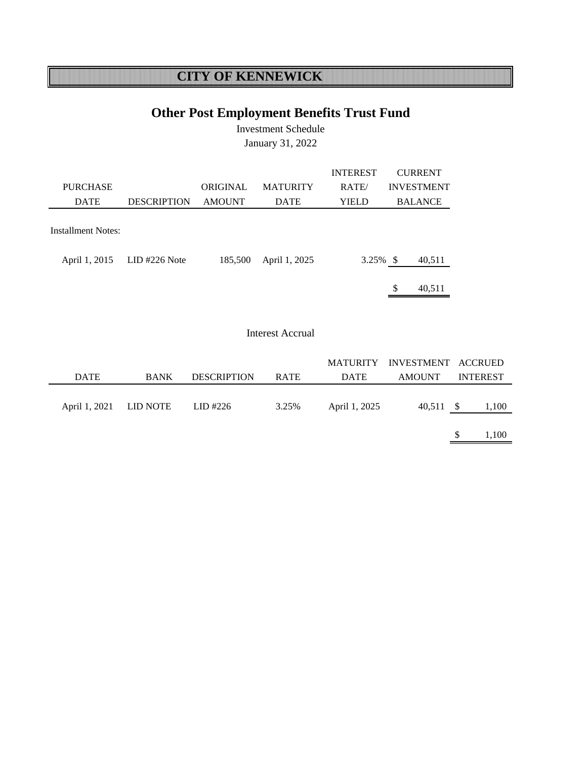# CITY OF KENNEWICK

## Other Post Employment Benefits Trust Fund

Investment Schedule

January 31, 2022

| PURCHASE DATE | DESCRIPTION | ORIGINAL AMOUNT | MATURITY DATE | INTEREST RATE/ YIELD | CURRENT INVESTMENT BALANCE |
|---|---|---|---|---|---|
| Installment Notes: | | | | | |
| April 1, 2015 | LID #226 Note | 185,500 | April 1, 2025 | 3.25% | $ 40,511 |
| | | | | | $ 40,511 |

Interest Accrual

| DATE | BANK | DESCRIPTION | RATE | MATURITY DATE | INVESTMENT AMOUNT | ACCRUED INTEREST |
|---|---|---|---|---|---|---|
| April 1, 2021 | LID NOTE | LID #226 | 3.25% | April 1, 2025 | 40,511 | $ 1,100 |
| | | | | | | $ 1,100 |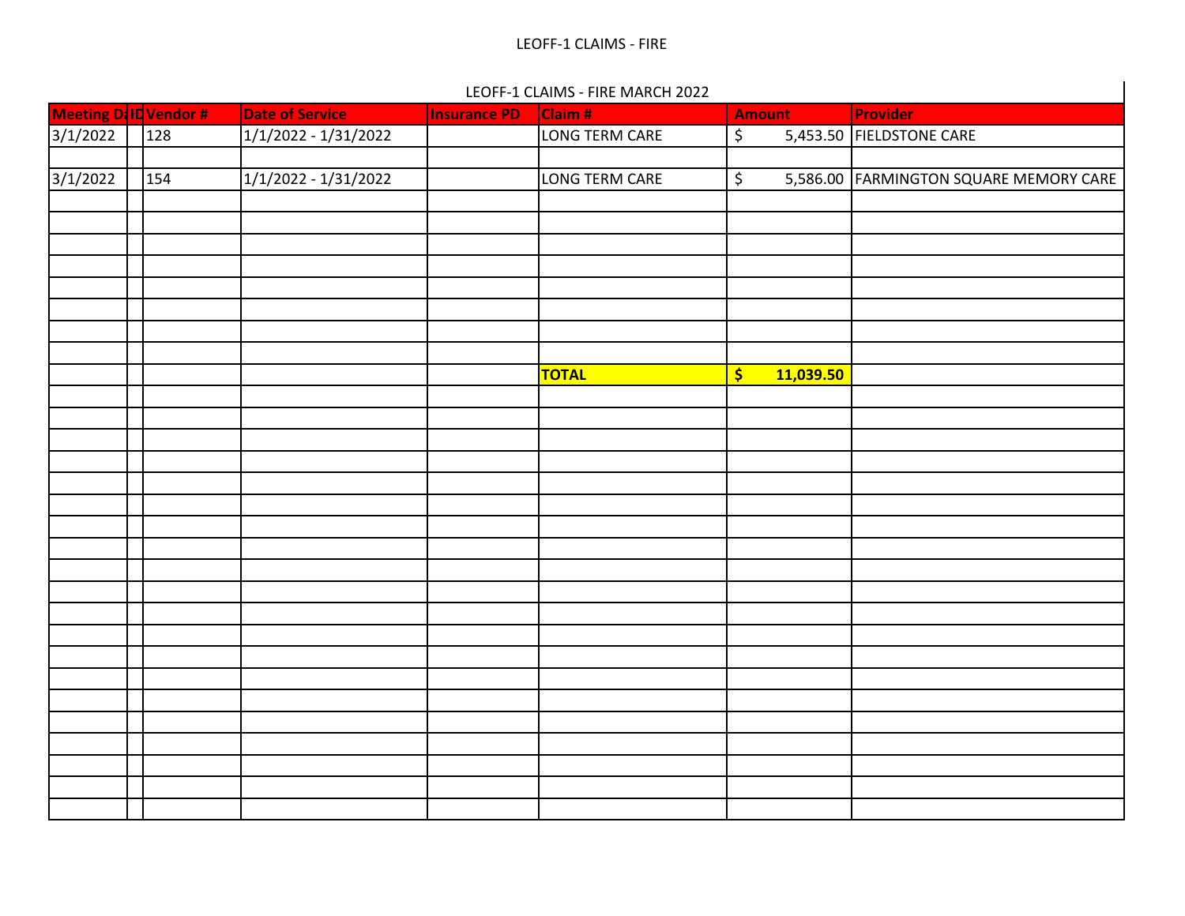LEOFF-1 CLAIMS - FIRE

LEOFF-1 CLAIMS - FIRE MARCH 2022

| Meeting Da | ID | Vendor # | Date of Service | Insurance PD | Claim # | Amount | Provider |
|---|---|---|---|---|---|---|---|
| 3/1/2022 | | 128 | 1/1/2022 - 1/31/2022 | | LONG TERM CARE | $ 5,453.50 | FIELDSTONE CARE |
| | | | | | | | |
| 3/1/2022 | | 154 | 1/1/2022 - 1/31/2022 | | LONG TERM CARE | $ 5,586.00 | FARMINGTON SQUARE MEMORY CARE |
| | | | | | **TOTAL** | **$ 11,039.50** | |